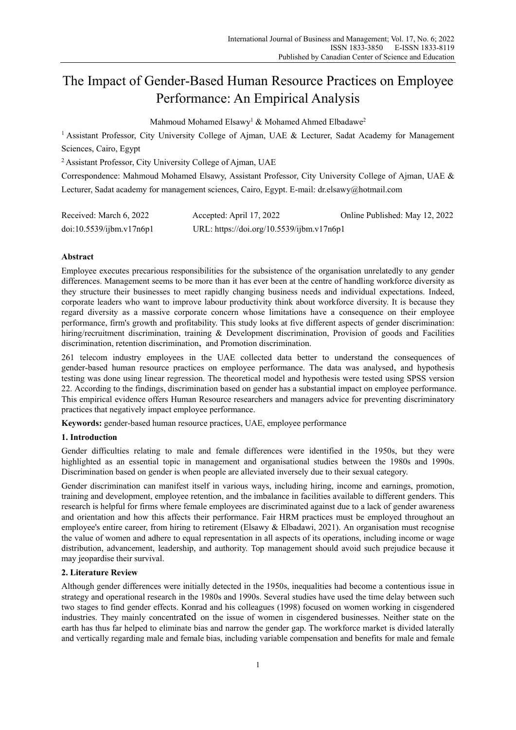# The Impact of Gender-Based Human Resource Practices on Employee Performance: An Empirical Analysis

Mahmoud Mohamed Elsawy[1] & Mohamed Ahmed Elbadawe[2]

[1] Assistant Professor, City University College of Ajman, UAE & Lecturer, Sadat Academy for Management Sciences, Cairo, Egypt

[2] Assistant Professor, City University College of Ajman, UAE

Correspondence: Mahmoud Mohamed Elsawy, Assistant Professor, City University College of Ajman, UAE & Lecturer, Sadat academy for management sciences, Cairo, Egypt. E-mail: dr.elsawy@hotmail.com

| Received: March 6, 2022 | Accepted: April 17, 2022 | Online Published: May 12, 2022 |
|---|---|---|
| doi:10.5539/ijbm.v17n6p1 | URL: https://doi.org/10.5539/ijbm.v17n6p1 | |

## Abstract

Employee executes precarious responsibilities for the subsistence of the organisation unrelatedly to any gender differences. Management seems to be more than it has ever been at the centre of handling workforce diversity as they structure their businesses to meet rapidly changing business needs and individual expectations. Indeed, corporate leaders who want to improve labour productivity think about workforce diversity. It is because they regard diversity as a massive corporate concern whose limitations have a consequence on their employee performance, firm's growth and profitability. This study looks at five different aspects of gender discrimination: hiring/recruitment discrimination, training & Development discrimination, Provision of goods and Facilities discrimination, retention discrimination, and Promotion discrimination.

261 telecom industry employees in the UAE collected data better to understand the consequences of gender-based human resource practices on employee performance. The data was analysed, and hypothesis testing was done using linear regression. The theoretical model and hypothesis were tested using SPSS version 22. According to the findings, discrimination based on gender has a substantial impact on employee performance. This empirical evidence offers Human Resource researchers and managers advice for preventing discriminatory practices that negatively impact employee performance.

**Keywords:** gender-based human resource practices, UAE, employee performance

## 1. Introduction

Gender difficulties relating to male and female differences were identified in the 1950s, but they were highlighted as an essential topic in management and organisational studies between the 1980s and 1990s. Discrimination based on gender is when people are alleviated inversely due to their sexual category.

Gender discrimination can manifest itself in various ways, including hiring, income and earnings, promotion, training and development, employee retention, and the imbalance in facilities available to different genders. This research is helpful for firms where female employees are discriminated against due to a lack of gender awareness and orientation and how this affects their performance. Fair HRM practices must be employed throughout an employee's entire career, from hiring to retirement (Elsawy & Elbadawi, 2021). An organisation must recognise the value of women and adhere to equal representation in all aspects of its operations, including income or wage distribution, advancement, leadership, and authority. Top management should avoid such prejudice because it may jeopardise their survival.

## 2. Literature Review

Although gender differences were initially detected in the 1950s, inequalities had become a contentious issue in strategy and operational research in the 1980s and 1990s. Several studies have used the time delay between such two stages to find gender effects. Konrad and his colleagues (1998) focused on women working in cisgendered industries. They mainly concentrated on the issue of women in cisgendered businesses. Neither state on the earth has thus far helped to eliminate bias and narrow the gender gap. The workforce market is divided laterally and vertically regarding male and female bias, including variable compensation and benefits for male and female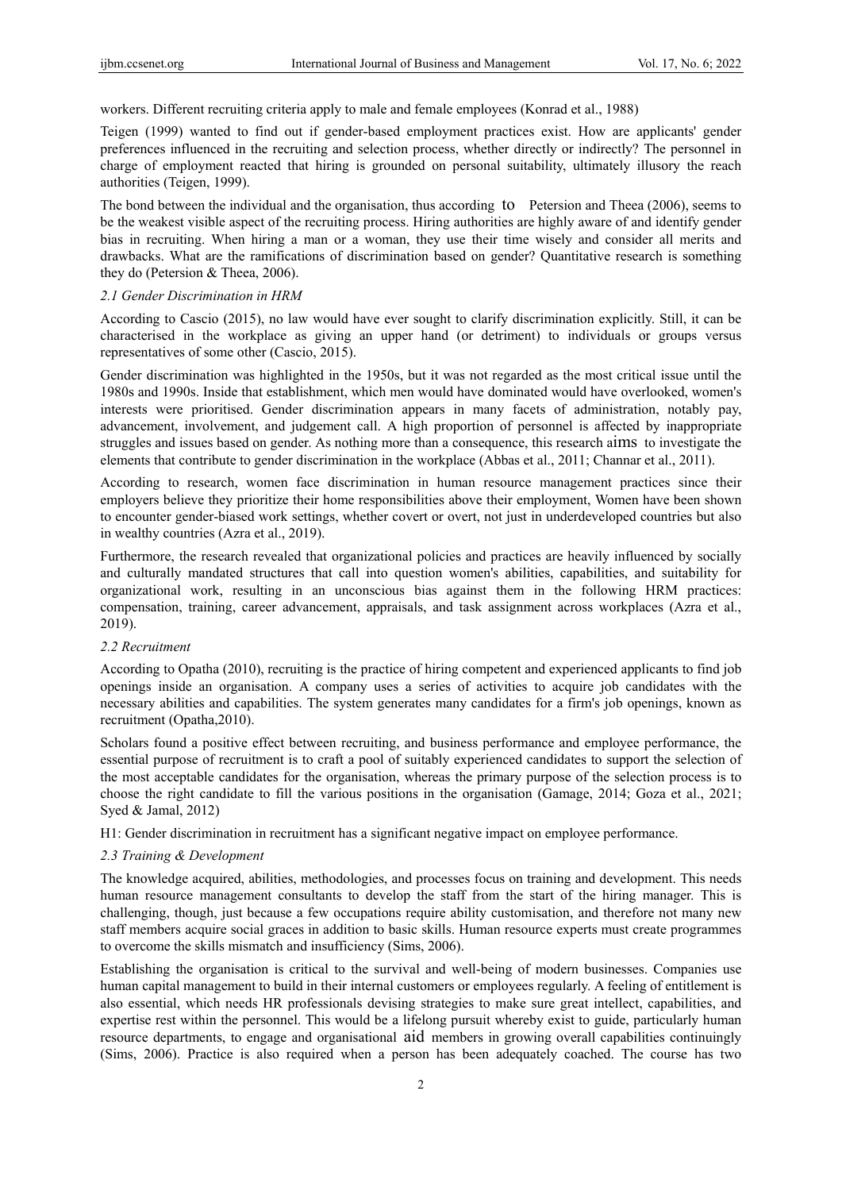workers. Different recruiting criteria apply to male and female employees (Konrad et al., 1988)

Teigen (1999) wanted to find out if gender-based employment practices exist. How are applicants' gender preferences influenced in the recruiting and selection process, whether directly or indirectly? The personnel in charge of employment reacted that hiring is grounded on personal suitability, ultimately illusory the reach authorities (Teigen, 1999).

The bond between the individual and the organisation, thus according to Petersion and Theea (2006), seems to be the weakest visible aspect of the recruiting process. Hiring authorities are highly aware of and identify gender bias in recruiting. When hiring a man or a woman, they use their time wisely and consider all merits and drawbacks. What are the ramifications of discrimination based on gender? Quantitative research is something they do (Petersion & Theea, 2006).

### 2.1 Gender Discrimination in HRM

According to Cascio (2015), no law would have ever sought to clarify discrimination explicitly. Still, it can be characterised in the workplace as giving an upper hand (or detriment) to individuals or groups versus representatives of some other (Cascio, 2015).

Gender discrimination was highlighted in the 1950s, but it was not regarded as the most critical issue until the 1980s and 1990s. Inside that establishment, which men would have dominated would have overlooked, women's interests were prioritised. Gender discrimination appears in many facets of administration, notably pay, advancement, involvement, and judgement call. A high proportion of personnel is affected by inappropriate struggles and issues based on gender. As nothing more than a consequence, this research aims to investigate the elements that contribute to gender discrimination in the workplace (Abbas et al., 2011; Channar et al., 2011).

According to research, women face discrimination in human resource management practices since their employers believe they prioritize their home responsibilities above their employment, Women have been shown to encounter gender-biased work settings, whether covert or overt, not just in underdeveloped countries but also in wealthy countries (Azra et al., 2019).

Furthermore, the research revealed that organizational policies and practices are heavily influenced by socially and culturally mandated structures that call into question women's abilities, capabilities, and suitability for organizational work, resulting in an unconscious bias against them in the following HRM practices: compensation, training, career advancement, appraisals, and task assignment across workplaces (Azra et al., 2019).

### 2.2 Recruitment

According to Opatha (2010), recruiting is the practice of hiring competent and experienced applicants to find job openings inside an organisation. A company uses a series of activities to acquire job candidates with the necessary abilities and capabilities. The system generates many candidates for a firm's job openings, known as recruitment (Opatha,2010).

Scholars found a positive effect between recruiting, and business performance and employee performance, the essential purpose of recruitment is to craft a pool of suitably experienced candidates to support the selection of the most acceptable candidates for the organisation, whereas the primary purpose of the selection process is to choose the right candidate to fill the various positions in the organisation (Gamage, 2014; Goza et al., 2021; Syed & Jamal, 2012)

H1: Gender discrimination in recruitment has a significant negative impact on employee performance.

### 2.3 Training & Development

The knowledge acquired, abilities, methodologies, and processes focus on training and development. This needs human resource management consultants to develop the staff from the start of the hiring manager. This is challenging, though, just because a few occupations require ability customisation, and therefore not many new staff members acquire social graces in addition to basic skills. Human resource experts must create programmes to overcome the skills mismatch and insufficiency (Sims, 2006).

Establishing the organisation is critical to the survival and well-being of modern businesses. Companies use human capital management to build in their internal customers or employees regularly. A feeling of entitlement is also essential, which needs HR professionals devising strategies to make sure great intellect, capabilities, and expertise rest within the personnel. This would be a lifelong pursuit whereby exist to guide, particularly human resource departments, to engage and organisational aid members in growing overall capabilities continuingly (Sims, 2006). Practice is also required when a person has been adequately coached. The course has two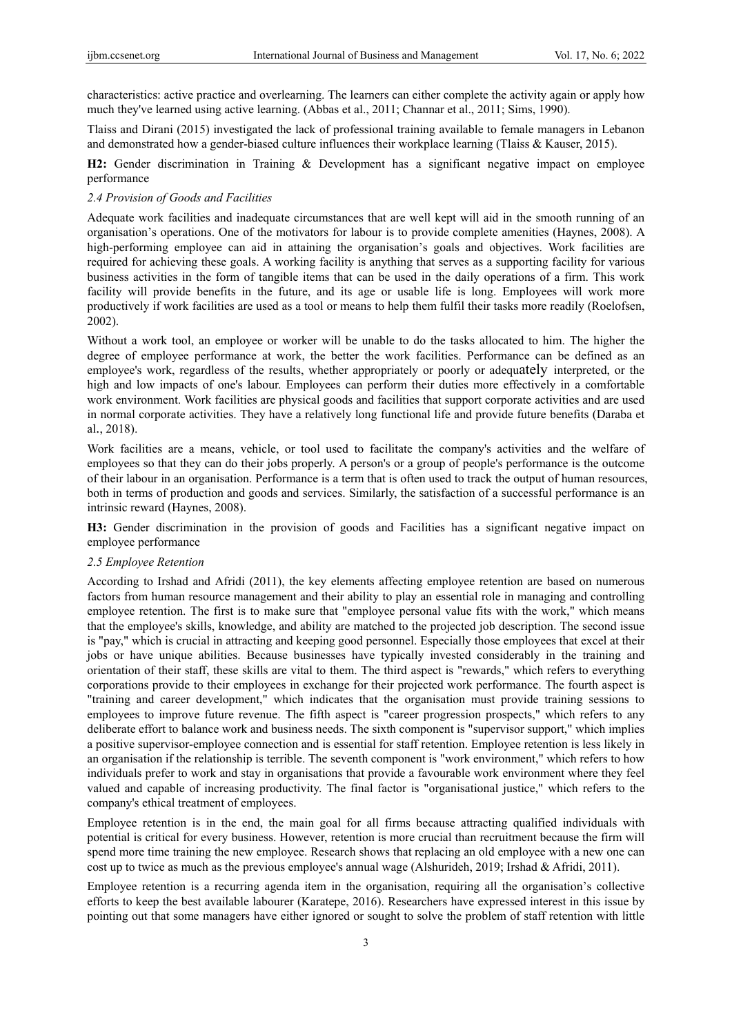characteristics: active practice and overlearning. The learners can either complete the activity again or apply how much they've learned using active learning. (Abbas et al., 2011; Channar et al., 2011; Sims, 1990).

Tlaiss and Dirani (2015) investigated the lack of professional training available to female managers in Lebanon and demonstrated how a gender-biased culture influences their workplace learning (Tlaiss & Kauser, 2015).

**H2:** Gender discrimination in Training & Development has a significant negative impact on employee performance

### *2.4 Provision of Goods and Facilities*

Adequate work facilities and inadequate circumstances that are well kept will aid in the smooth running of an organisation's operations. One of the motivators for labour is to provide complete amenities (Haynes, 2008). A high-performing employee can aid in attaining the organisation's goals and objectives. Work facilities are required for achieving these goals. A working facility is anything that serves as a supporting facility for various business activities in the form of tangible items that can be used in the daily operations of a firm. This work facility will provide benefits in the future, and its age or usable life is long. Employees will work more productively if work facilities are used as a tool or means to help them fulfil their tasks more readily (Roelofsen, 2002).

Without a work tool, an employee or worker will be unable to do the tasks allocated to him. The higher the degree of employee performance at work, the better the work facilities. Performance can be defined as an employee's work, regardless of the results, whether appropriately or poorly or adequately interpreted, or the high and low impacts of one's labour. Employees can perform their duties more effectively in a comfortable work environment. Work facilities are physical goods and facilities that support corporate activities and are used in normal corporate activities. They have a relatively long functional life and provide future benefits (Daraba et al., 2018).

Work facilities are a means, vehicle, or tool used to facilitate the company's activities and the welfare of employees so that they can do their jobs properly. A person's or a group of people's performance is the outcome of their labour in an organisation. Performance is a term that is often used to track the output of human resources, both in terms of production and goods and services. Similarly, the satisfaction of a successful performance is an intrinsic reward (Haynes, 2008).

**H3:** Gender discrimination in the provision of goods and Facilities has a significant negative impact on employee performance

### *2.5 Employee Retention*

According to Irshad and Afridi (2011), the key elements affecting employee retention are based on numerous factors from human resource management and their ability to play an essential role in managing and controlling employee retention. The first is to make sure that "employee personal value fits with the work," which means that the employee's skills, knowledge, and ability are matched to the projected job description. The second issue is "pay," which is crucial in attracting and keeping good personnel. Especially those employees that excel at their jobs or have unique abilities. Because businesses have typically invested considerably in the training and orientation of their staff, these skills are vital to them. The third aspect is "rewards," which refers to everything corporations provide to their employees in exchange for their projected work performance. The fourth aspect is "training and career development," which indicates that the organisation must provide training sessions to employees to improve future revenue. The fifth aspect is "career progression prospects," which refers to any deliberate effort to balance work and business needs. The sixth component is "supervisor support," which implies a positive supervisor-employee connection and is essential for staff retention. Employee retention is less likely in an organisation if the relationship is terrible. The seventh component is "work environment," which refers to how individuals prefer to work and stay in organisations that provide a favourable work environment where they feel valued and capable of increasing productivity. The final factor is "organisational justice," which refers to the company's ethical treatment of employees.

Employee retention is in the end, the main goal for all firms because attracting qualified individuals with potential is critical for every business. However, retention is more crucial than recruitment because the firm will spend more time training the new employee. Research shows that replacing an old employee with a new one can cost up to twice as much as the previous employee's annual wage (Alshurideh, 2019; Irshad & Afridi, 2011).

Employee retention is a recurring agenda item in the organisation, requiring all the organisation's collective efforts to keep the best available labourer (Karatepe, 2016). Researchers have expressed interest in this issue by pointing out that some managers have either ignored or sought to solve the problem of staff retention with little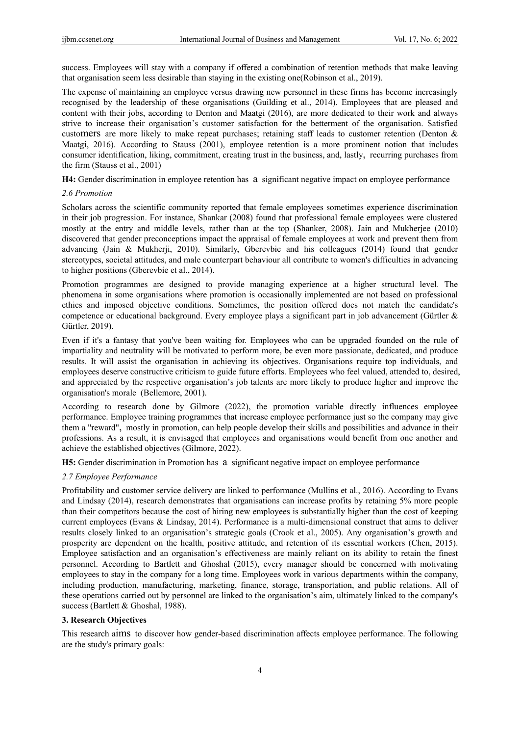success. Employees will stay with a company if offered a combination of retention methods that make leaving that organisation seem less desirable than staying in the existing one(Robinson et al., 2019).

The expense of maintaining an employee versus drawing new personnel in these firms has become increasingly recognised by the leadership of these organisations (Guilding et al., 2014). Employees that are pleased and content with their jobs, according to Denton and Maatgi (2016), are more dedicated to their work and always strive to increase their organisation's customer satisfaction for the betterment of the organisation. Satisfied customers are more likely to make repeat purchases; retaining staff leads to customer retention (Denton & Maatgi, 2016). According to Stauss (2001), employee retention is a more prominent notion that includes consumer identification, liking, commitment, creating trust in the business, and, lastly, recurring purchases from the firm (Stauss et al., 2001)

**H4:** Gender discrimination in employee retention has a significant negative impact on employee performance

### *2.6 Promotion*

Scholars across the scientific community reported that female employees sometimes experience discrimination in their job progression. For instance, Shankar (2008) found that professional female employees were clustered mostly at the entry and middle levels, rather than at the top (Shanker, 2008). Jain and Mukherjee (2010) discovered that gender preconceptions impact the appraisal of female employees at work and prevent them from advancing (Jain & Mukherji, 2010). Similarly, Gberevbie and his colleagues (2014) found that gender stereotypes, societal attitudes, and male counterpart behaviour all contribute to women's difficulties in advancing to higher positions (Gberevbie et al., 2014).

Promotion programmes are designed to provide managing experience at a higher structural level. The phenomena in some organisations where promotion is occasionally implemented are not based on professional ethics and imposed objective conditions. Sometimes, the position offered does not match the candidate's competence or educational background. Every employee plays a significant part in job advancement (Gürtler & Gürtler, 2019).

Even if it's a fantasy that you've been waiting for. Employees who can be upgraded founded on the rule of impartiality and neutrality will be motivated to perform more, be even more passionate, dedicated, and produce results. It will assist the organisation in achieving its objectives. Organisations require top individuals, and employees deserve constructive criticism to guide future efforts. Employees who feel valued, attended to, desired, and appreciated by the respective organisation's job talents are more likely to produce higher and improve the organisation's morale (Bellemore, 2001).

According to research done by Gilmore (2022), the promotion variable directly influences employee performance. Employee training programmes that increase employee performance just so the company may give them a "reward", mostly in promotion, can help people develop their skills and possibilities and advance in their professions. As a result, it is envisaged that employees and organisations would benefit from one another and achieve the established objectives (Gilmore, 2022).

**H5:** Gender discrimination in Promotion has a significant negative impact on employee performance

### *2.7 Employee Performance*

Profitability and customer service delivery are linked to performance (Mullins et al., 2016). According to Evans and Lindsay (2014), research demonstrates that organisations can increase profits by retaining 5% more people than their competitors because the cost of hiring new employees is substantially higher than the cost of keeping current employees (Evans & Lindsay, 2014). Performance is a multi-dimensional construct that aims to deliver results closely linked to an organisation's strategic goals (Crook et al., 2005). Any organisation's growth and prosperity are dependent on the health, positive attitude, and retention of its essential workers (Chen, 2015). Employee satisfaction and an organisation's effectiveness are mainly reliant on its ability to retain the finest personnel. According to Bartlett and Ghoshal (2015), every manager should be concerned with motivating employees to stay in the company for a long time. Employees work in various departments within the company, including production, manufacturing, marketing, finance, storage, transportation, and public relations. All of these operations carried out by personnel are linked to the organisation's aim, ultimately linked to the company's success (Bartlett & Ghoshal, 1988).

## 3. Research Objectives

This research aims to discover how gender-based discrimination affects employee performance. The following are the study's primary goals: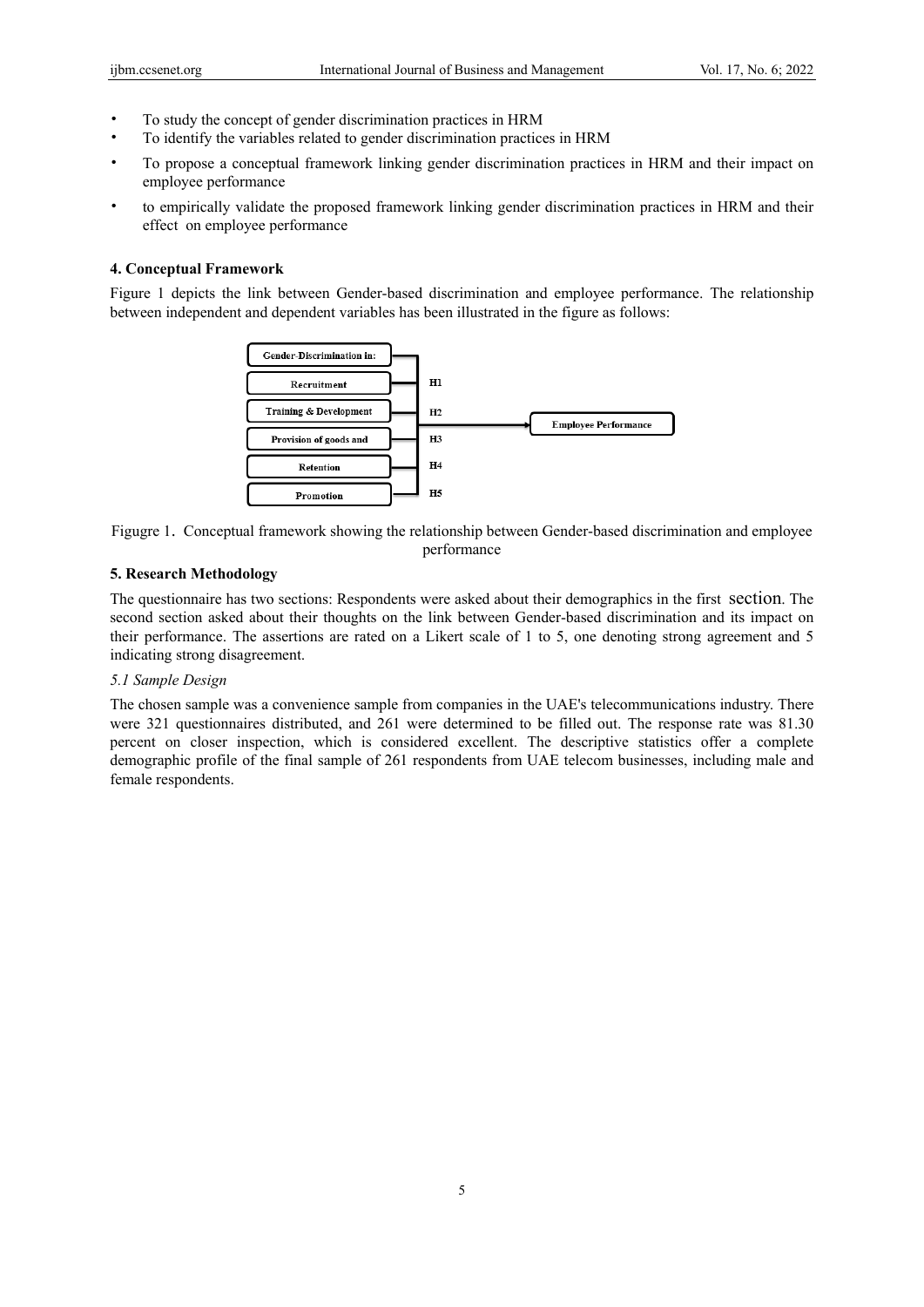- To study the concept of gender discrimination practices in HRM
- To identify the variables related to gender discrimination practices in HRM
- To propose a conceptual framework linking gender discrimination practices in HRM and their impact on employee performance
- to empirically validate the proposed framework linking gender discrimination practices in HRM and their effect on employee performance

## 4. Conceptual Framework

Figure 1 depicts the link between Gender-based discrimination and employee performance. The relationship between independent and dependent variables has been illustrated in the figure as follows:

Gender-Discrimination in:
Recruitment — H1
Training & Development — H2
Provision of goods and — H3
Retention — H4
Promotion — H5
→ Employee Performance

Figugre 1. Conceptual framework showing the relationship between Gender-based discrimination and employee performance

## 5. Research Methodology

The questionnaire has two sections: Respondents were asked about their demographics in the first section. The second section asked about their thoughts on the link between Gender-based discrimination and its impact on their performance. The assertions are rated on a Likert scale of 1 to 5, one denoting strong agreement and 5 indicating strong disagreement.

### *5.1 Sample Design*

The chosen sample was a convenience sample from companies in the UAE's telecommunications industry. There were 321 questionnaires distributed, and 261 were determined to be filled out. The response rate was 81.30 percent on closer inspection, which is considered excellent. The descriptive statistics offer a complete demographic profile of the final sample of 261 respondents from UAE telecom businesses, including male and female respondents.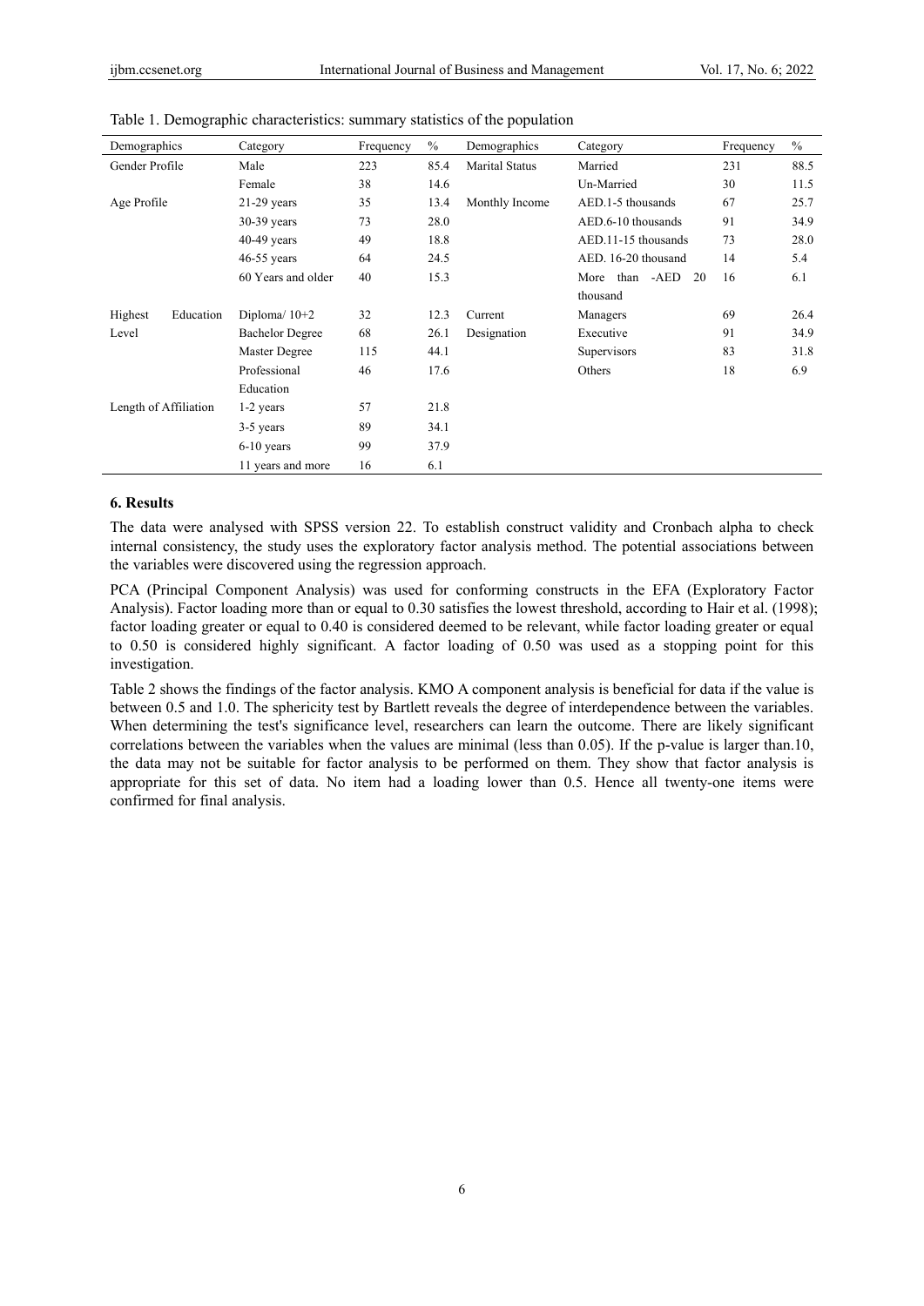Table 1. Demographic characteristics: summary statistics of the population

| Demographics | Category | Frequency | % | Demographics | Category | Frequency | % |
|---|---|---|---|---|---|---|---|
| Gender Profile | Male | 223 | 85.4 | Marital Status | Married | 231 | 88.5 |
| | Female | 38 | 14.6 | | Un-Married | 30 | 11.5 |
| Age Profile | 21-29 years | 35 | 13.4 | Monthly Income | AED.1-5 thousands | 67 | 25.7 |
| | 30-39 years | 73 | 28.0 | | AED.6-10 thousands | 91 | 34.9 |
| | 40-49 years | 49 | 18.8 | | AED.11-15 thousands | 73 | 28.0 |
| | 46-55 years | 64 | 24.5 | | AED. 16-20 thousand | 14 | 5.4 |
| | 60 Years and older | 40 | 15.3 | | More than -AED 20 thousand | 16 | 6.1 |
| Highest Education Level | Diploma/ 10+2 | 32 | 12.3 | Current Designation | Managers | 69 | 26.4 |
| | Bachelor Degree | 68 | 26.1 | | Executive | 91 | 34.9 |
| | Master Degree | 115 | 44.1 | | Supervisors | 83 | 31.8 |
| | Professional Education | 46 | 17.6 | | Others | 18 | 6.9 |
| Length of Affiliation | 1-2 years | 57 | 21.8 | | | | |
| | 3-5 years | 89 | 34.1 | | | | |
| | 6-10 years | 99 | 37.9 | | | | |
| | 11 years and more | 16 | 6.1 | | | | |

## 6. Results

The data were analysed with SPSS version 22. To establish construct validity and Cronbach alpha to check internal consistency, the study uses the exploratory factor analysis method. The potential associations between the variables were discovered using the regression approach.

PCA (Principal Component Analysis) was used for conforming constructs in the EFA (Exploratory Factor Analysis). Factor loading more than or equal to 0.30 satisfies the lowest threshold, according to Hair et al. (1998); factor loading greater or equal to 0.40 is considered deemed to be relevant, while factor loading greater or equal to 0.50 is considered highly significant. A factor loading of 0.50 was used as a stopping point for this investigation.

Table 2 shows the findings of the factor analysis. KMO A component analysis is beneficial for data if the value is between 0.5 and 1.0. The sphericity test by Bartlett reveals the degree of interdependence between the variables. When determining the test's significance level, researchers can learn the outcome. There are likely significant correlations between the variables when the values are minimal (less than 0.05). If the p-value is larger than.10, the data may not be suitable for factor analysis to be performed on them. They show that factor analysis is appropriate for this set of data. No item had a loading lower than 0.5. Hence all twenty-one items were confirmed for final analysis.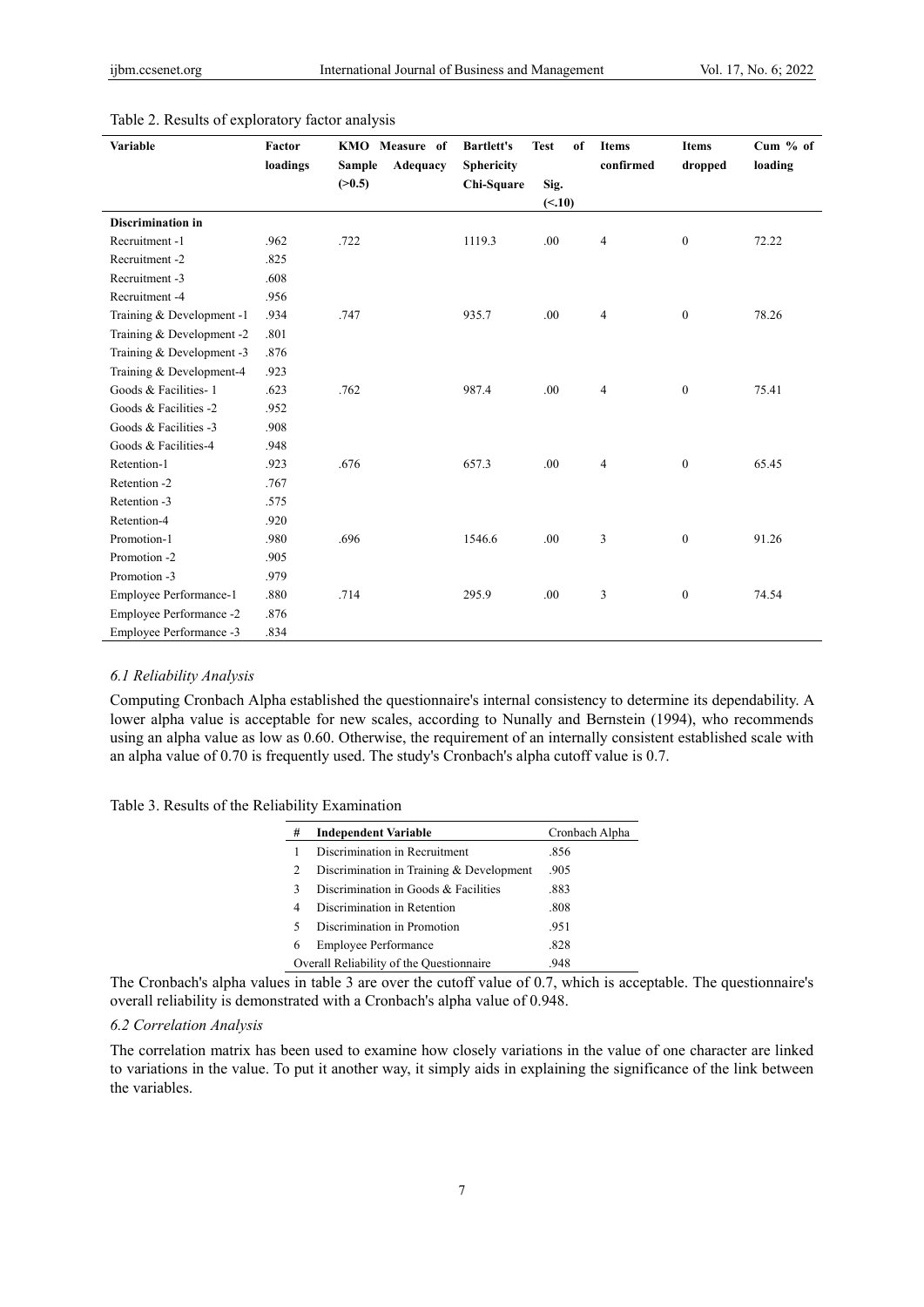Table 2. Results of exploratory factor analysis

| Variable | Factor loadings | KMO Measure of Sample Adequacy (>0.5) | Bartlett's Test of Sphericity Chi-Square | Sig. (<.10) | Items confirmed | Items dropped | Cum % of loading |
|---|---|---|---|---|---|---|---|
| **Discrimination in** | | | | | | | |
| Recruitment -1 | .962 | .722 | 1119.3 | .00 | 4 | 0 | 72.22 |
| Recruitment -2 | .825 | | | | | | |
| Recruitment -3 | .608 | | | | | | |
| Recruitment -4 | .956 | | | | | | |
| Training & Development -1 | .934 | .747 | 935.7 | .00 | 4 | 0 | 78.26 |
| Training & Development -2 | .801 | | | | | | |
| Training & Development -3 | .876 | | | | | | |
| Training & Development-4 | .923 | | | | | | |
| Goods & Facilities- 1 | .623 | .762 | 987.4 | .00 | 4 | 0 | 75.41 |
| Goods & Facilities -2 | .952 | | | | | | |
| Goods & Facilities -3 | .908 | | | | | | |
| Goods & Facilities-4 | .948 | | | | | | |
| Retention-1 | .923 | .676 | 657.3 | .00 | 4 | 0 | 65.45 |
| Retention -2 | .767 | | | | | | |
| Retention -3 | .575 | | | | | | |
| Retention-4 | .920 | | | | | | |
| Promotion-1 | .980 | .696 | 1546.6 | .00 | 3 | 0 | 91.26 |
| Promotion -2 | .905 | | | | | | |
| Promotion -3 | .979 | | | | | | |
| Employee Performance-1 | .880 | .714 | 295.9 | .00 | 3 | 0 | 74.54 |
| Employee Performance -2 | .876 | | | | | | |
| Employee Performance -3 | .834 | | | | | | |

### *6.1 Reliability Analysis*

Computing Cronbach Alpha established the questionnaire's internal consistency to determine its dependability. A lower alpha value is acceptable for new scales, according to Nunally and Bernstein (1994), who recommends using an alpha value as low as 0.60. Otherwise, the requirement of an internally consistent established scale with an alpha value of 0.70 is frequently used. The study's Cronbach's alpha cutoff value is 0.7.

Table 3. Results of the Reliability Examination

| # | Independent Variable | Cronbach Alpha |
|---|---|---|
| 1 | Discrimination in Recruitment | .856 |
| 2 | Discrimination in Training & Development | .905 |
| 3 | Discrimination in Goods & Facilities | .883 |
| 4 | Discrimination in Retention | .808 |
| 5 | Discrimination in Promotion | .951 |
| 6 | Employee Performance | .828 |
| | Overall Reliability of the Questionnaire | .948 |

The Cronbach's alpha values in table 3 are over the cutoff value of 0.7, which is acceptable. The questionnaire's overall reliability is demonstrated with a Cronbach's alpha value of 0.948.

### *6.2 Correlation Analysis*

The correlation matrix has been used to examine how closely variations in the value of one character are linked to variations in the value. To put it another way, it simply aids in explaining the significance of the link between the variables.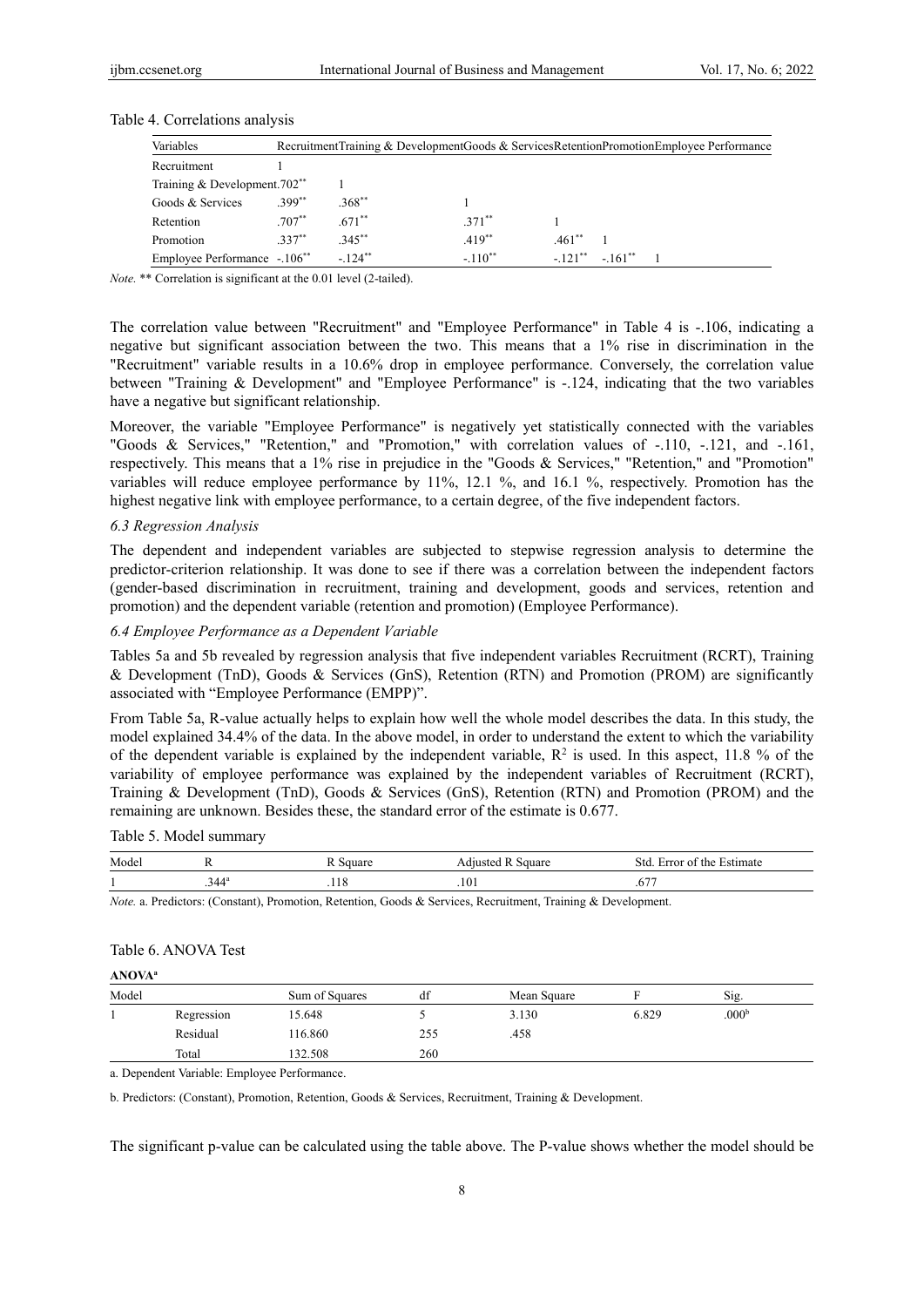Table 4. Correlations analysis

| Variables | Recruitment | Training & Development | Goods & Services | Retention | Promotion | Employee Performance |
|---|---|---|---|---|---|---|
| Recruitment | 1 | | | | | |
| Training & Development | .702** | 1 | | | | |
| Goods & Services | .399** | .368** | 1 | | | |
| Retention | .707** | .671** | .371** | 1 | | |
| Promotion | .337** | .345** | .419** | .461** | 1 | |
| Employee Performance | -.106** | -.124** | -.110** | -.121** | -.161** | 1 |

*Note.* ** Correlation is significant at the 0.01 level (2-tailed).

The correlation value between "Recruitment" and "Employee Performance" in Table 4 is -.106, indicating a negative but significant association between the two. This means that a 1% rise in discrimination in the "Recruitment" variable results in a 10.6% drop in employee performance. Conversely, the correlation value between "Training & Development" and "Employee Performance" is -.124, indicating that the two variables have a negative but significant relationship.

Moreover, the variable "Employee Performance" is negatively yet statistically connected with the variables "Goods & Services," "Retention," and "Promotion," with correlation values of -.110, -.121, and -.161, respectively. This means that a 1% rise in prejudice in the "Goods & Services," "Retention," and "Promotion" variables will reduce employee performance by 11%, 12.1 %, and 16.1 %, respectively. Promotion has the highest negative link with employee performance, to a certain degree, of the five independent factors.

### *6.3 Regression Analysis*

The dependent and independent variables are subjected to stepwise regression analysis to determine the predictor-criterion relationship. It was done to see if there was a correlation between the independent factors (gender-based discrimination in recruitment, training and development, goods and services, retention and promotion) and the dependent variable (retention and promotion) (Employee Performance).

### *6.4 Employee Performance as a Dependent Variable*

Tables 5a and 5b revealed by regression analysis that five independent variables Recruitment (RCRT), Training & Development (TnD), Goods & Services (GnS), Retention (RTN) and Promotion (PROM) are significantly associated with "Employee Performance (EMPP)".

From Table 5a, R-value actually helps to explain how well the whole model describes the data. In this study, the model explained 34.4% of the data. In the above model, in order to understand the extent to which the variability of the dependent variable is explained by the independent variable, $R^2$ is used. In this aspect, 11.8 % of the variability of employee performance was explained by the independent variables of Recruitment (RCRT), Training & Development (TnD), Goods & Services (GnS), Retention (RTN) and Promotion (PROM) and the remaining are unknown. Besides these, the standard error of the estimate is 0.677.

Table 5. Model summary

| Model | R | R Square | Adjusted R Square | Std. Error of the Estimate |
|---|---|---|---|---|
| 1 | .344[a] | .118 | .101 | .677 |

*Note.* a. Predictors: (Constant), Promotion, Retention, Goods & Services, Recruitment, Training & Development.

Table 6. ANOVA Test

**ANOVA[a]**

| Model | | Sum of Squares | df | Mean Square | F | Sig. |
|---|---|---|---|---|---|---|
| 1 | Regression | 15.648 | 5 | 3.130 | 6.829 | .000[b] |
| | Residual | 116.860 | 255 | .458 | | |
| | Total | 132.508 | 260 | | | |

a. Dependent Variable: Employee Performance.

b. Predictors: (Constant), Promotion, Retention, Goods & Services, Recruitment, Training & Development.

The significant p-value can be calculated using the table above. The P-value shows whether the model should be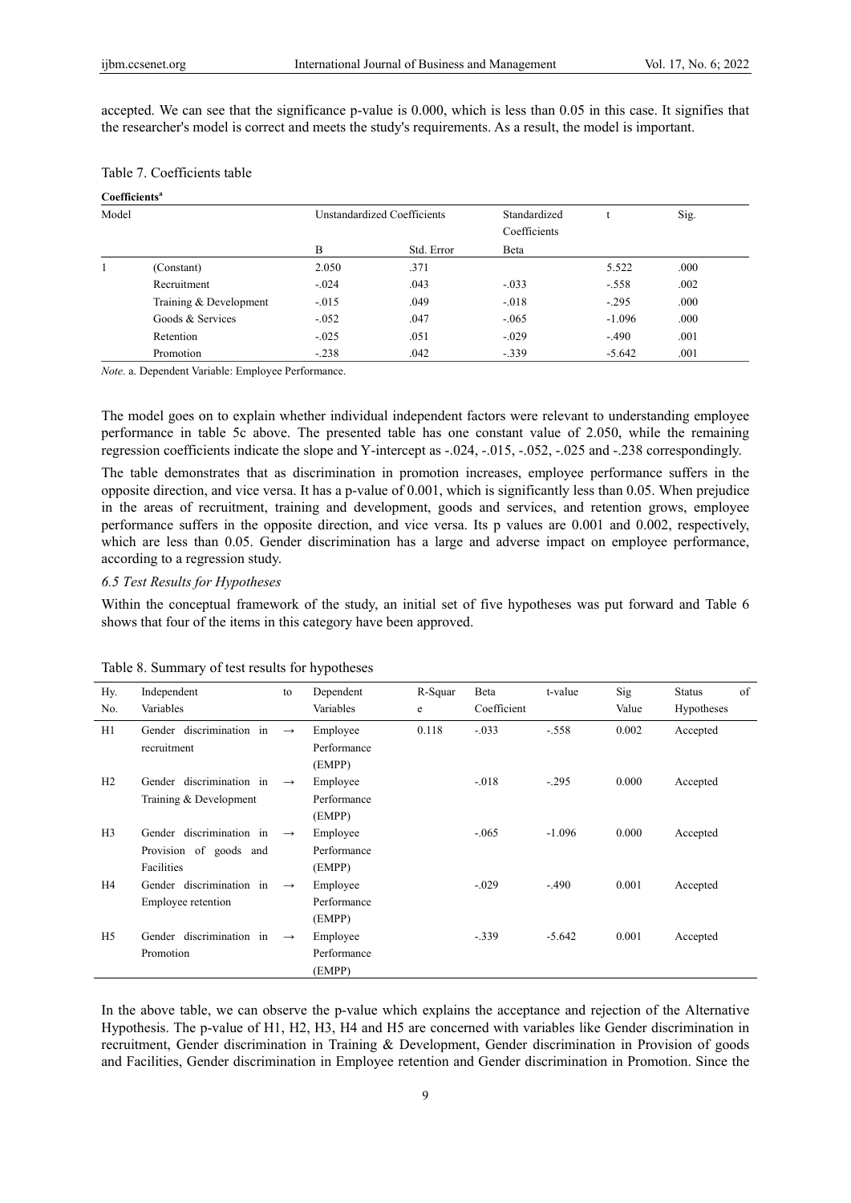accepted. We can see that the significance p-value is 0.000, which is less than 0.05 in this case. It signifies that the researcher's model is correct and meets the study's requirements. As a result, the model is important.

Table 7. Coefficients table

**Coefficients**[a]

| Model | | Unstandardized Coefficients | | Standardized Coefficients | t | Sig. |
|---|---|---|---|---|---|---|
| | | B | Std. Error | Beta | | |
| 1 | (Constant) | 2.050 | .371 | | 5.522 | .000 |
| | Recruitment | -.024 | .043 | -.033 | -.558 | .002 |
| | Training & Development | -.015 | .049 | -.018 | -.295 | .000 |
| | Goods & Services | -.052 | .047 | -.065 | -1.096 | .000 |
| | Retention | -.025 | .051 | -.029 | -.490 | .001 |
| | Promotion | -.238 | .042 | -.339 | -5.642 | .001 |

*Note.* a. Dependent Variable: Employee Performance.

The model goes on to explain whether individual independent factors were relevant to understanding employee performance in table 5c above. The presented table has one constant value of 2.050, while the remaining regression coefficients indicate the slope and Y-intercept as -.024, -.015, -.052, -.025 and -.238 correspondingly.

The table demonstrates that as discrimination in promotion increases, employee performance suffers in the opposite direction, and vice versa. It has a p-value of 0.001, which is significantly less than 0.05. When prejudice in the areas of recruitment, training and development, goods and services, and retention grows, employee performance suffers in the opposite direction, and vice versa. Its p values are 0.001 and 0.002, respectively, which are less than 0.05. Gender discrimination has a large and adverse impact on employee performance, according to a regression study.

### *6.5 Test Results for Hypotheses*

Within the conceptual framework of the study, an initial set of five hypotheses was put forward and Table 6 shows that four of the items in this category have been approved.

Table 8. Summary of test results for hypotheses

| Hy. No. | Independent Variables | to | Dependent Variables | R-Square | Beta Coefficient | t-value | Sig Value | Status of Hypotheses |
|---|---|---|---|---|---|---|---|---|
| H1 | Gender discrimination in recruitment | → | Employee Performance (EMPP) | 0.118 | -.033 | -.558 | 0.002 | Accepted |
| H2 | Gender discrimination in Training & Development | → | Employee Performance (EMPP) | | -.018 | -.295 | 0.000 | Accepted |
| H3 | Gender discrimination in Provision of goods and Facilities | → | Employee Performance (EMPP) | | -.065 | -1.096 | 0.000 | Accepted |
| H4 | Gender discrimination in Employee retention | → | Employee Performance (EMPP) | | -.029 | -.490 | 0.001 | Accepted |
| H5 | Gender discrimination in Promotion | → | Employee Performance (EMPP) | | -.339 | -5.642 | 0.001 | Accepted |

In the above table, we can observe the p-value which explains the acceptance and rejection of the Alternative Hypothesis. The p-value of H1, H2, H3, H4 and H5 are concerned with variables like Gender discrimination in recruitment, Gender discrimination in Training & Development, Gender discrimination in Provision of goods and Facilities, Gender discrimination in Employee retention and Gender discrimination in Promotion. Since the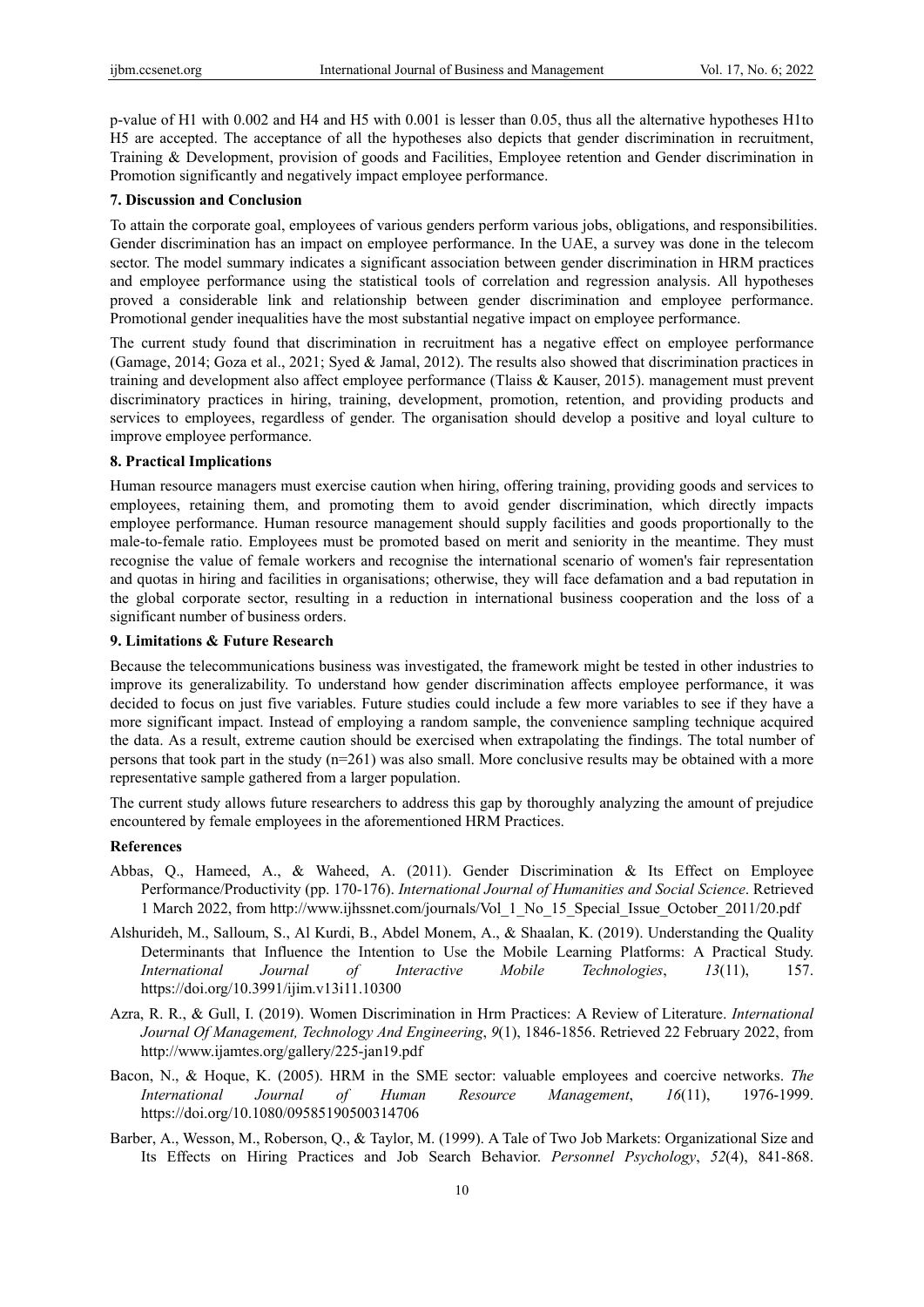p-value of H1 with 0.002 and H4 and H5 with 0.001 is lesser than 0.05, thus all the alternative hypotheses H1to H5 are accepted. The acceptance of all the hypotheses also depicts that gender discrimination in recruitment, Training & Development, provision of goods and Facilities, Employee retention and Gender discrimination in Promotion significantly and negatively impact employee performance.

## 7. Discussion and Conclusion

To attain the corporate goal, employees of various genders perform various jobs, obligations, and responsibilities. Gender discrimination has an impact on employee performance. In the UAE, a survey was done in the telecom sector. The model summary indicates a significant association between gender discrimination in HRM practices and employee performance using the statistical tools of correlation and regression analysis. All hypotheses proved a considerable link and relationship between gender discrimination and employee performance. Promotional gender inequalities have the most substantial negative impact on employee performance.

The current study found that discrimination in recruitment has a negative effect on employee performance (Gamage, 2014; Goza et al., 2021; Syed & Jamal, 2012). The results also showed that discrimination practices in training and development also affect employee performance (Tlaiss & Kauser, 2015). management must prevent discriminatory practices in hiring, training, development, promotion, retention, and providing products and services to employees, regardless of gender. The organisation should develop a positive and loyal culture to improve employee performance.

## 8. Practical Implications

Human resource managers must exercise caution when hiring, offering training, providing goods and services to employees, retaining them, and promoting them to avoid gender discrimination, which directly impacts employee performance. Human resource management should supply facilities and goods proportionally to the male-to-female ratio. Employees must be promoted based on merit and seniority in the meantime. They must recognise the value of female workers and recognise the international scenario of women's fair representation and quotas in hiring and facilities in organisations; otherwise, they will face defamation and a bad reputation in the global corporate sector, resulting in a reduction in international business cooperation and the loss of a significant number of business orders.

## 9. Limitations & Future Research

Because the telecommunications business was investigated, the framework might be tested in other industries to improve its generalizability. To understand how gender discrimination affects employee performance, it was decided to focus on just five variables. Future studies could include a few more variables to see if they have a more significant impact. Instead of employing a random sample, the convenience sampling technique acquired the data. As a result, extreme caution should be exercised when extrapolating the findings. The total number of persons that took part in the study (n=261) was also small. More conclusive results may be obtained with a more representative sample gathered from a larger population.

The current study allows future researchers to address this gap by thoroughly analyzing the amount of prejudice encountered by female employees in the aforementioned HRM Practices.

## References

Abbas, Q., Hameed, A., & Waheed, A. (2011). Gender Discrimination & Its Effect on Employee Performance/Productivity (pp. 170-176). *International Journal of Humanities and Social Science*. Retrieved 1 March 2022, from http://www.ijhssnet.com/journals/Vol_1_No_15_Special_Issue_October_2011/20.pdf

Alshurideh, M., Salloum, S., Al Kurdi, B., Abdel Monem, A., & Shaalan, K. (2019). Understanding the Quality Determinants that Influence the Intention to Use the Mobile Learning Platforms: A Practical Study. *International Journal of Interactive Mobile Technologies*, *13*(11), 157. https://doi.org/10.3991/ijim.v13i11.10300

Azra, R. R., & Gull, I. (2019). Women Discrimination in Hrm Practices: A Review of Literature. *International Journal Of Management, Technology And Engineering*, *9*(1), 1846-1856. Retrieved 22 February 2022, from http://www.ijamtes.org/gallery/225-jan19.pdf

Bacon, N., & Hoque, K. (2005). HRM in the SME sector: valuable employees and coercive networks. *The International Journal of Human Resource Management*, *16*(11), 1976-1999. https://doi.org/10.1080/09585190500314706

Barber, A., Wesson, M., Roberson, Q., & Taylor, M. (1999). A Tale of Two Job Markets: Organizational Size and Its Effects on Hiring Practices and Job Search Behavior. *Personnel Psychology*, *52*(4), 841-868.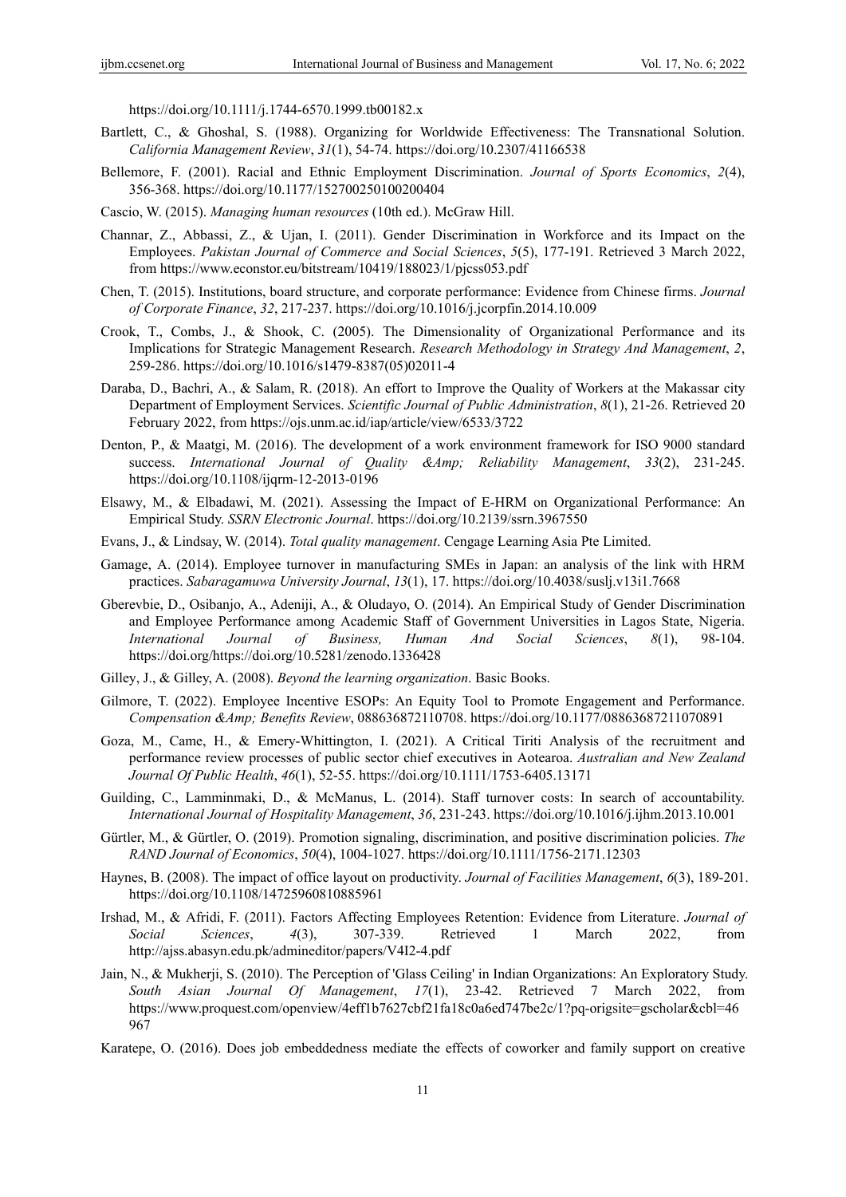https://doi.org/10.1111/j.1744-6570.1999.tb00182.x

Bartlett, C., & Ghoshal, S. (1988). Organizing for Worldwide Effectiveness: The Transnational Solution. *California Management Review*, *31*(1), 54-74. https://doi.org/10.2307/41166538

Bellemore, F. (2001). Racial and Ethnic Employment Discrimination. *Journal of Sports Economics*, *2*(4), 356-368. https://doi.org/10.1177/152700250100200404

Cascio, W. (2015). *Managing human resources* (10th ed.). McGraw Hill.

Channar, Z., Abbassi, Z., & Ujan, I. (2011). Gender Discrimination in Workforce and its Impact on the Employees. *Pakistan Journal of Commerce and Social Sciences*, *5*(5), 177-191. Retrieved 3 March 2022, from https://www.econstor.eu/bitstream/10419/188023/1/pjcss053.pdf

Chen, T. (2015). Institutions, board structure, and corporate performance: Evidence from Chinese firms. *Journal of Corporate Finance*, *32*, 217-237. https://doi.org/10.1016/j.jcorpfin.2014.10.009

Crook, T., Combs, J., & Shook, C. (2005). The Dimensionality of Organizational Performance and its Implications for Strategic Management Research. *Research Methodology in Strategy And Management*, *2*, 259-286. https://doi.org/10.1016/s1479-8387(05)02011-4

Daraba, D., Bachri, A., & Salam, R. (2018). An effort to Improve the Quality of Workers at the Makassar city Department of Employment Services. *Scientific Journal of Public Administration*, *8*(1), 21-26. Retrieved 20 February 2022, from https://ojs.unm.ac.id/iap/article/view/6533/3722

Denton, P., & Maatgi, M. (2016). The development of a work environment framework for ISO 9000 standard success. *International Journal of Quality &Amp; Reliability Management*, *33*(2), 231-245. https://doi.org/10.1108/ijqrm-12-2013-0196

Elsawy, M., & Elbadawi, M. (2021). Assessing the Impact of E-HRM on Organizational Performance: An Empirical Study. *SSRN Electronic Journal*. https://doi.org/10.2139/ssrn.3967550

Evans, J., & Lindsay, W. (2014). *Total quality management*. Cengage Learning Asia Pte Limited.

Gamage, A. (2014). Employee turnover in manufacturing SMEs in Japan: an analysis of the link with HRM practices. *Sabaragamuwa University Journal*, *13*(1), 17. https://doi.org/10.4038/suslj.v13i1.7668

Gberevbie, D., Osibanjo, A., Adeniji, A., & Oludayo, O. (2014). An Empirical Study of Gender Discrimination and Employee Performance among Academic Staff of Government Universities in Lagos State, Nigeria. *International Journal of Business, Human And Social Sciences*, *8*(1), 98-104. https://doi.org/https://doi.org/10.5281/zenodo.1336428

Gilley, J., & Gilley, A. (2008). *Beyond the learning organization*. Basic Books.

Gilmore, T. (2022). Employee Incentive ESOPs: An Equity Tool to Promote Engagement and Performance. *Compensation &Amp; Benefits Review*, 088636872110708. https://doi.org/10.1177/08863687211070891

Goza, M., Came, H., & Emery-Whittington, I. (2021). A Critical Tiriti Analysis of the recruitment and performance review processes of public sector chief executives in Aotearoa. *Australian and New Zealand Journal Of Public Health*, *46*(1), 52-55. https://doi.org/10.1111/1753-6405.13171

Guilding, C., Lamminmaki, D., & McManus, L. (2014). Staff turnover costs: In search of accountability. *International Journal of Hospitality Management*, *36*, 231-243. https://doi.org/10.1016/j.ijhm.2013.10.001

Gürtler, M., & Gürtler, O. (2019). Promotion signaling, discrimination, and positive discrimination policies. *The RAND Journal of Economics*, *50*(4), 1004-1027. https://doi.org/10.1111/1756-2171.12303

Haynes, B. (2008). The impact of office layout on productivity. *Journal of Facilities Management*, *6*(3), 189-201. https://doi.org/10.1108/14725960810885961

Irshad, M., & Afridi, F. (2011). Factors Affecting Employees Retention: Evidence from Literature. *Journal of Social Sciences*, *4*(3), 307-339. Retrieved 1 March 2022, from http://ajss.abasyn.edu.pk/admineditor/papers/V4I2-4.pdf

Jain, N., & Mukherji, S. (2010). The Perception of 'Glass Ceiling' in Indian Organizations: An Exploratory Study. *South Asian Journal Of Management*, *17*(1), 23-42. Retrieved 7 March 2022, from https://www.proquest.com/openview/4eff1b7627cbf21fa18c0a6ed747be2c/1?pq-origsite=gscholar&cbl=46967

Karatepe, O. (2016). Does job embeddedness mediate the effects of coworker and family support on creative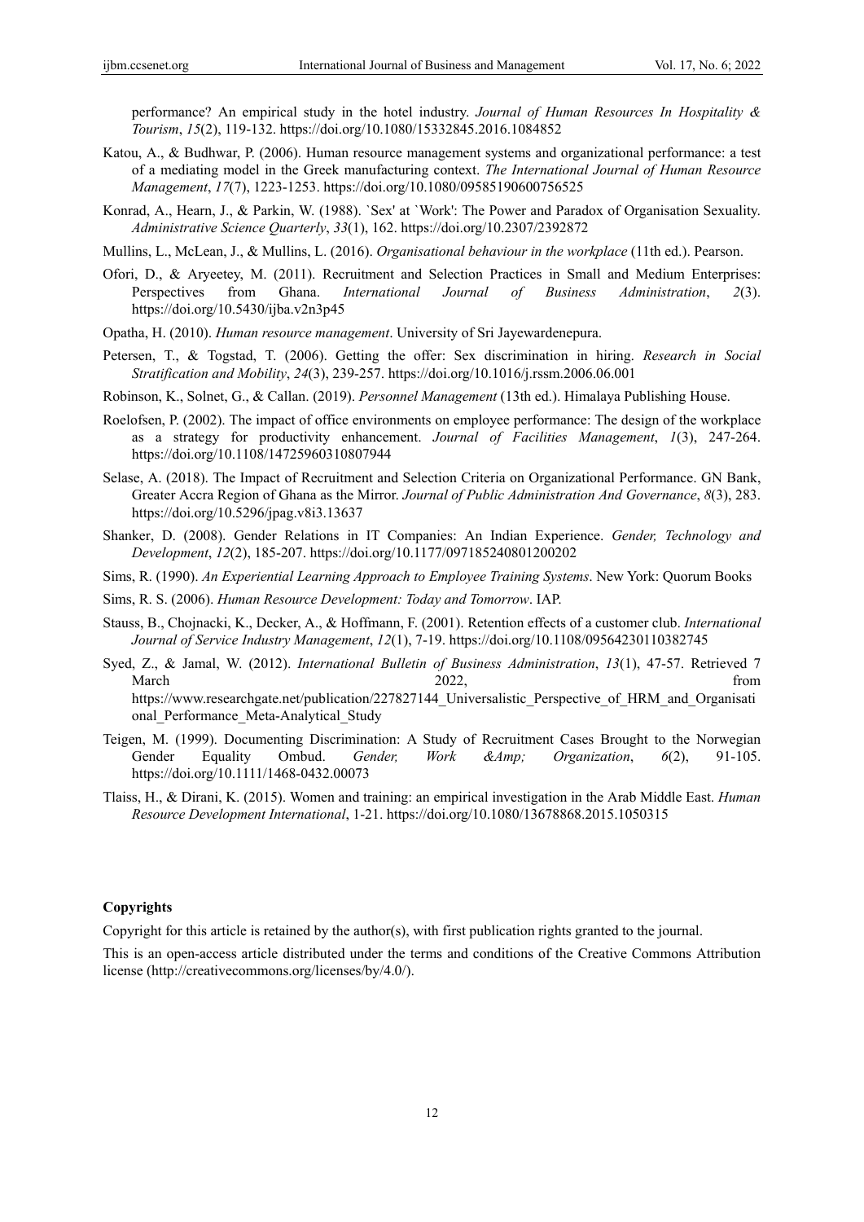performance? An empirical study in the hotel industry. *Journal of Human Resources In Hospitality & Tourism*, *15*(2), 119-132. https://doi.org/10.1080/15332845.2016.1084852

Katou, A., & Budhwar, P. (2006). Human resource management systems and organizational performance: a test of a mediating model in the Greek manufacturing context. *The International Journal of Human Resource Management*, *17*(7), 1223-1253. https://doi.org/10.1080/09585190600756525

Konrad, A., Hearn, J., & Parkin, W. (1988). `Sex' at `Work': The Power and Paradox of Organisation Sexuality. *Administrative Science Quarterly*, *33*(1), 162. https://doi.org/10.2307/2392872

Mullins, L., McLean, J., & Mullins, L. (2016). *Organisational behaviour in the workplace* (11th ed.). Pearson.

Ofori, D., & Aryeetey, M. (2011). Recruitment and Selection Practices in Small and Medium Enterprises: Perspectives from Ghana. *International Journal of Business Administration*, *2*(3). https://doi.org/10.5430/ijba.v2n3p45

Opatha, H. (2010). *Human resource management*. University of Sri Jayewardenepura.

Petersen, T., & Togstad, T. (2006). Getting the offer: Sex discrimination in hiring. *Research in Social Stratification and Mobility*, *24*(3), 239-257. https://doi.org/10.1016/j.rssm.2006.06.001

Robinson, K., Solnet, G., & Callan. (2019). *Personnel Management* (13th ed.). Himalaya Publishing House.

Roelofsen, P. (2002). The impact of office environments on employee performance: The design of the workplace as a strategy for productivity enhancement. *Journal of Facilities Management*, *1*(3), 247-264. https://doi.org/10.1108/14725960310807944

Selase, A. (2018). The Impact of Recruitment and Selection Criteria on Organizational Performance. GN Bank, Greater Accra Region of Ghana as the Mirror. *Journal of Public Administration And Governance*, *8*(3), 283. https://doi.org/10.5296/jpag.v8i3.13637

Shanker, D. (2008). Gender Relations in IT Companies: An Indian Experience. *Gender, Technology and Development*, *12*(2), 185-207. https://doi.org/10.1177/097185240801200202

Sims, R. (1990). *An Experiential Learning Approach to Employee Training Systems*. New York: Quorum Books

Sims, R. S. (2006). *Human Resource Development: Today and Tomorrow*. IAP.

Stauss, B., Chojnacki, K., Decker, A., & Hoffmann, F. (2001). Retention effects of a customer club. *International Journal of Service Industry Management*, *12*(1), 7-19. https://doi.org/10.1108/09564230110382745

Syed, Z., & Jamal, W. (2012). *International Bulletin of Business Administration*, *13*(1), 47-57. Retrieved 7 March 2022, from https://www.researchgate.net/publication/227827144_Universalistic_Perspective_of_HRM_and_Organisational_Performance_Meta-Analytical_Study

Teigen, M. (1999). Documenting Discrimination: A Study of Recruitment Cases Brought to the Norwegian Gender Equality Ombud. *Gender, Work &Amp; Organization*, *6*(2), 91-105. https://doi.org/10.1111/1468-0432.00073

Tlaiss, H., & Dirani, K. (2015). Women and training: an empirical investigation in the Arab Middle East. *Human Resource Development International*, 1-21. https://doi.org/10.1080/13678868.2015.1050315

**Copyrights**

Copyright for this article is retained by the author(s), with first publication rights granted to the journal.

This is an open-access article distributed under the terms and conditions of the Creative Commons Attribution license (http://creativecommons.org/licenses/by/4.0/).